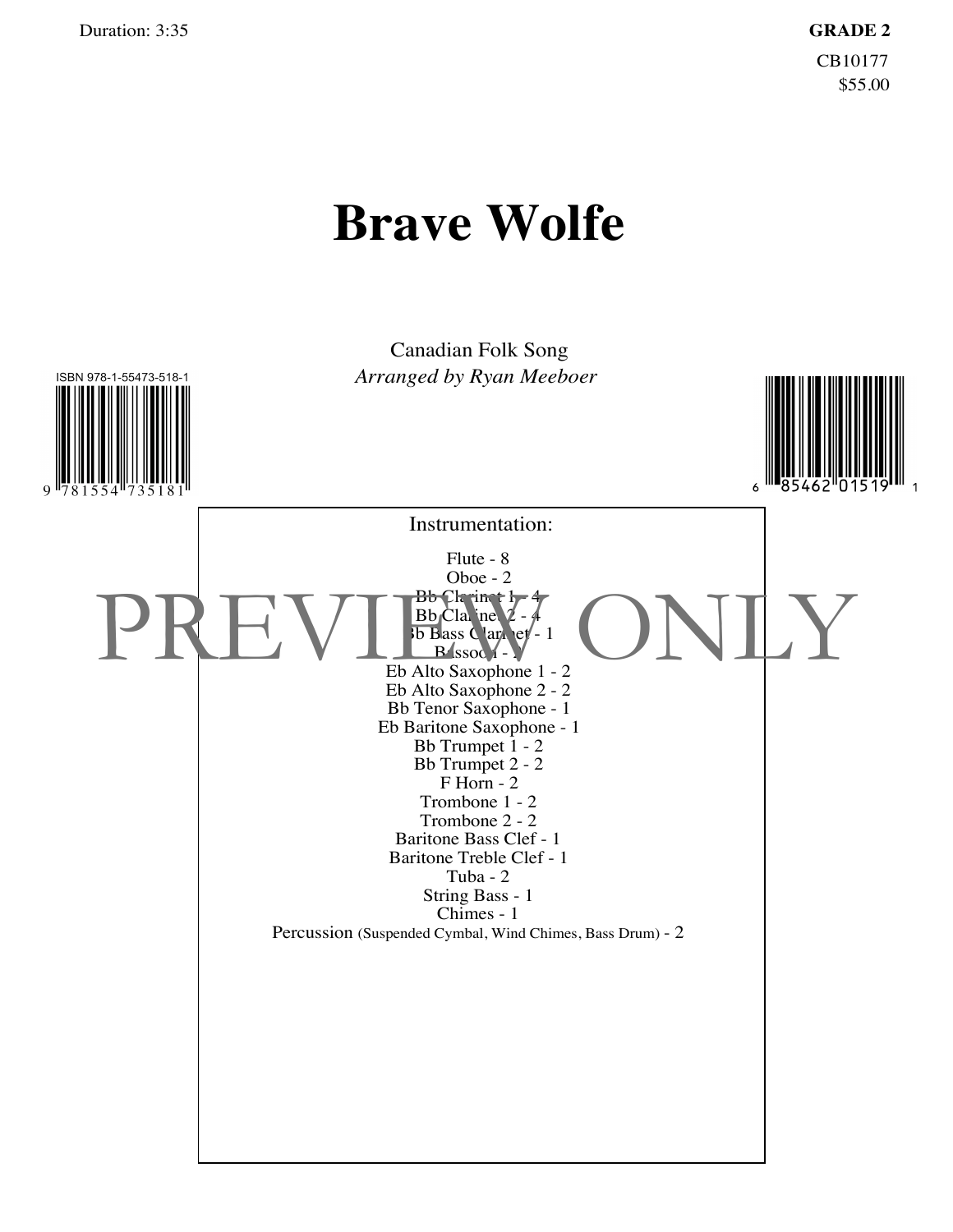Duration: 3:35

**GRADE 2**

CB10177

$55.00

# Brave Wolfe

Canadian Folk Song

*Arranged by Ryan Meeboer*

ISBN 978-1-55473-518-1

9 781554 735181

6 85462 01519 1

PREVIEW ONLY

Instrumentation:

Flute - 8
Oboe - 2
Bb Clarinet 1 - 4
Bb Clarinet 2 - 4
Bb Bass Clarinet - 1
Bassoon - 2
Eb Alto Saxophone 1 - 2
Eb Alto Saxophone 2 - 2
Bb Tenor Saxophone - 1
Eb Baritone Saxophone - 1
Bb Trumpet 1 - 2
Bb Trumpet 2 - 2
F Horn - 2
Trombone 1 - 2
Trombone 2 - 2
Baritone Bass Clef - 1
Baritone Treble Clef - 1
Tuba - 2
String Bass - 1
Chimes - 1
Percussion (Suspended Cymbal, Wind Chimes, Bass Drum) - 2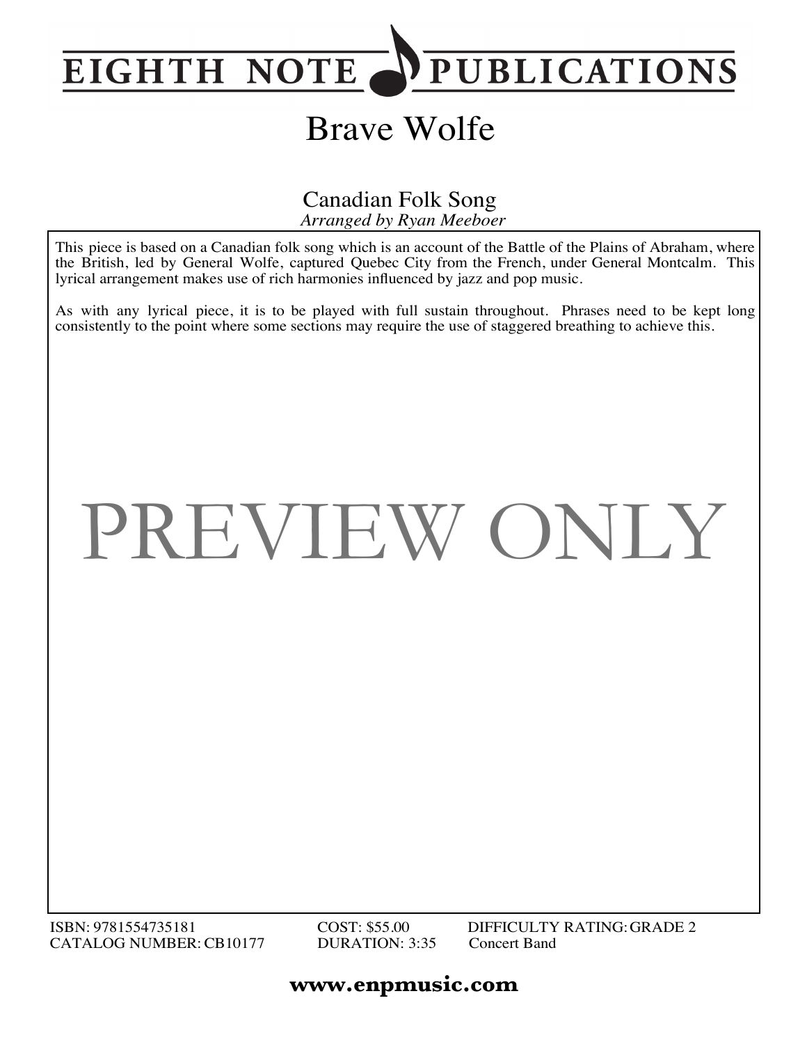# EIGHTH NOTE PUBLICATIONS

## Brave Wolfe

### Canadian Folk Song

*Arranged by Ryan Meeboer*

This piece is based on a Canadian folk song which is an account of the Battle of the Plains of Abraham, where the British, led by General Wolfe, captured Quebec City from the French, under General Montcalm. This lyrical arrangement makes use of rich harmonies influenced by jazz and pop music.

As with any lyrical piece, it is to be played with full sustain throughout. Phrases need to be kept long consistently to the point where some sections may require the use of staggered breathing to achieve this.

PREVIEW ONLY

ISBN: 9781554735181 — COST: $55.00 — DIFFICULTY RATING: GRADE 2

CATALOG NUMBER: CB10177 — DURATION: 3:35 — Concert Band

**www.enpmusic.com**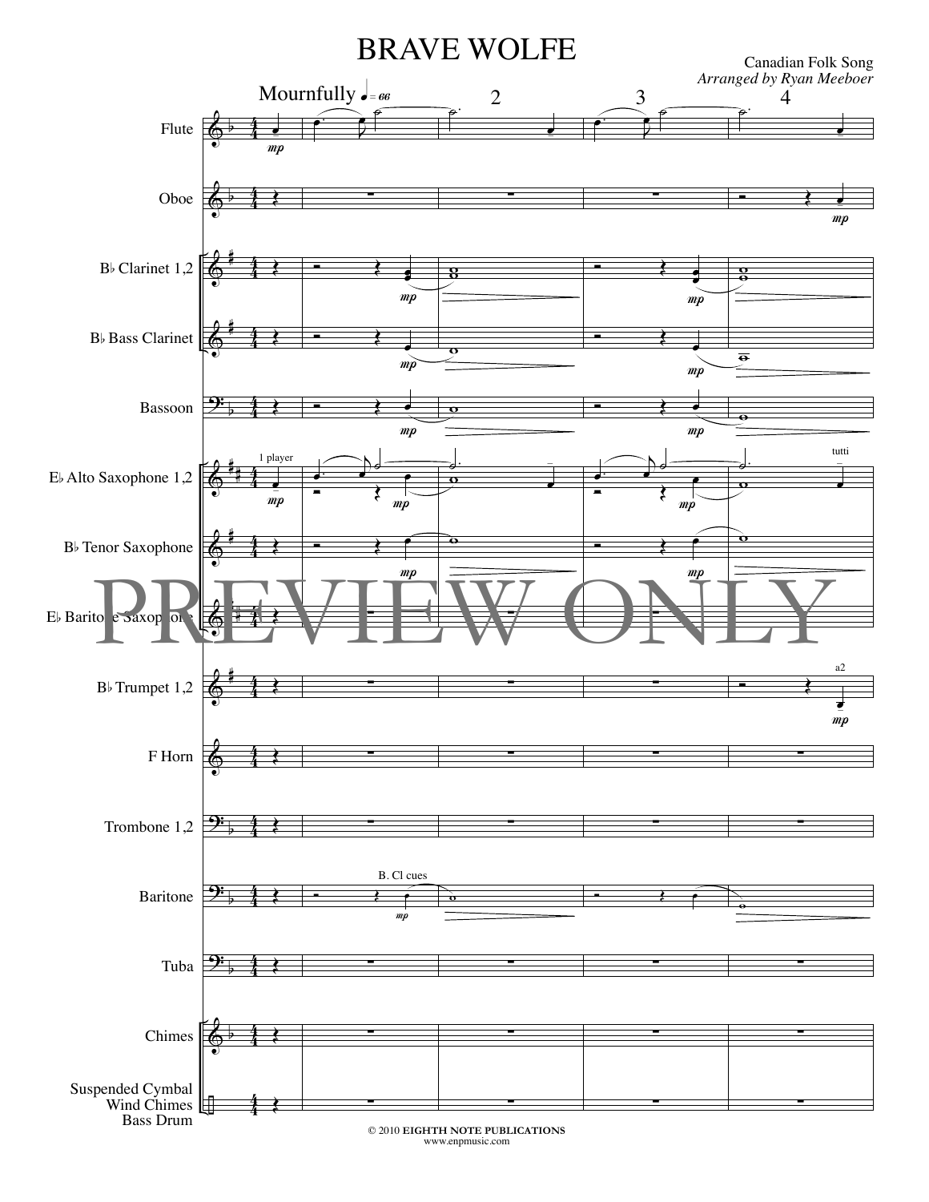# BRAVE WOLFE

Canadian Folk Song
*Arranged by Ryan Meeboer*

Mournfully ♩ = 66

Flute
Oboe
B♭ Clarinet 1,2
B♭ Bass Clarinet
Bassoon
E♭ Alto Saxophone 1,2
B♭ Tenor Saxophone
E♭ Baritone Saxophone
B♭ Trumpet 1,2
F Horn
Trombone 1,2
Baritone
Tuba
Chimes
Suspended Cymbal
Wind Chimes
Bass Drum

PREVIEW ONLY

© 2010 **EIGHTH NOTE PUBLICATIONS**
www.enpmusic.com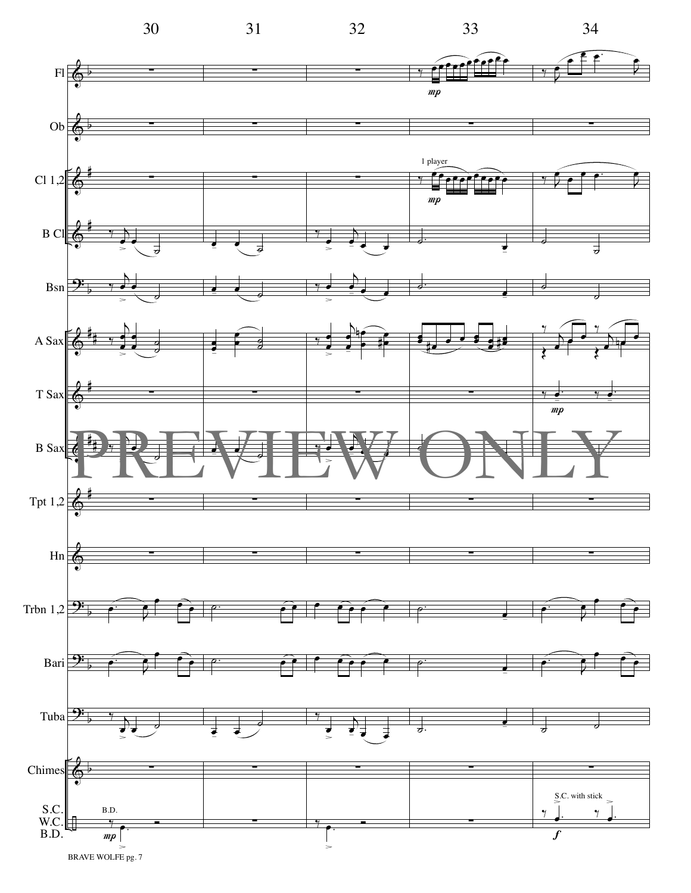30 31 32 33 34

Fl

*mp*

Ob

Cl 1,2

1 player

*mp*

B Cl

Bsn

A Sax

T Sax

*mp*

B Sax

PREVIEW ONLY

Tpt 1,2

Hn

Trbn 1,2

Bari

Tuba

Chimes

S.C.
W.C.
B.D.

B.D.

*mp*

S.C. with stick

*f*

BRAVE WOLFE pg. 7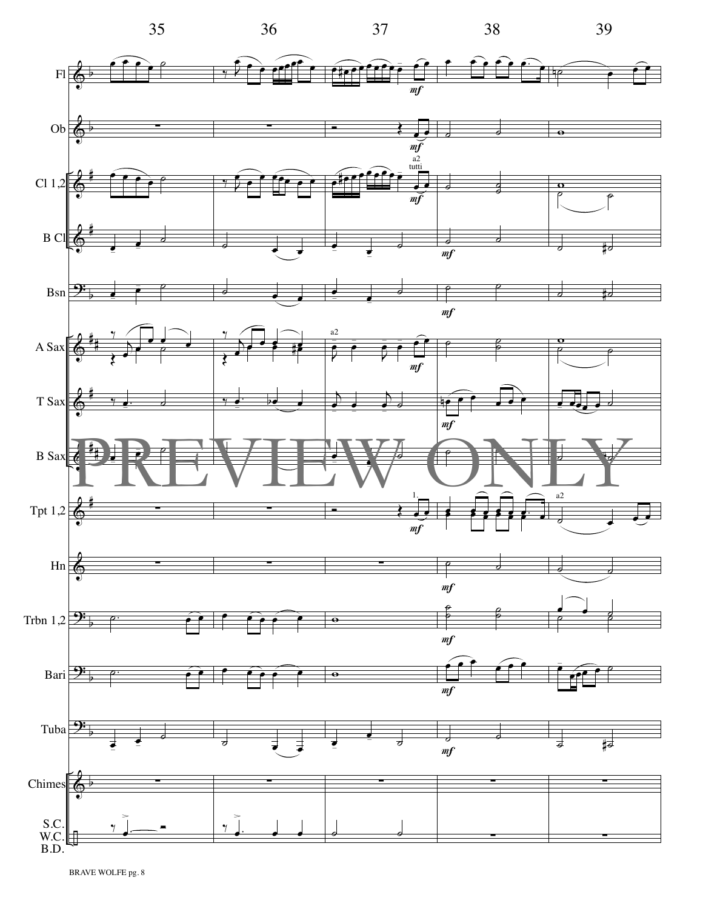35 36 37 38 39

Fl

Ob

Cl 1,2

B Cl

Bsn

A Sax

T Sax

B Sax

Tpt 1,2

Hn

Trbn 1,2

Bari

Tuba

Chimes

S.C.
W.C.
B.D.

PREVIEW ONLY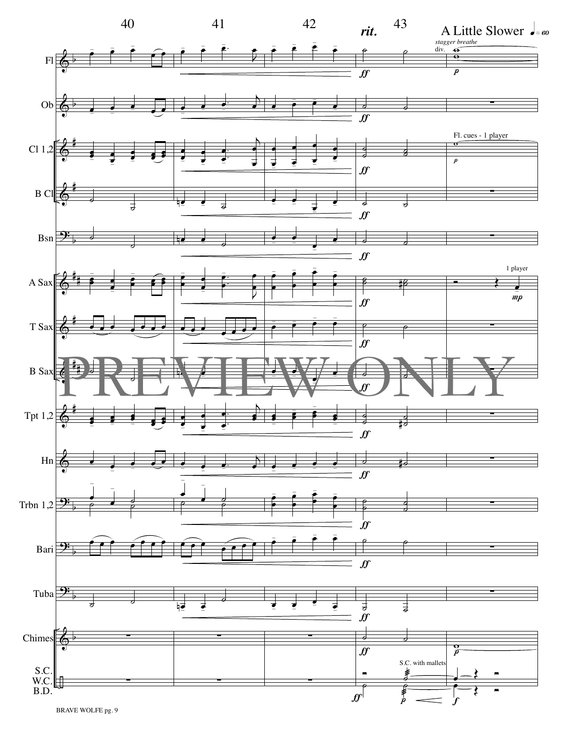40 41 42 *rit.* 43

A Little Slower ♩ = 60

*stagger breathe*

div.

Fl

Ob

Cl 1,2

Fl. cues - 1 player

B Cl

Bsn

A Sax

1 player

T Sax

B Sax

Tpt 1,2

Hn

Trbn 1,2

Bari

Tuba

Chimes

S.C. W.C. B.D.

S.C. with mallets

PREVIEW ONLY

BRAVE WOLFE pg. 9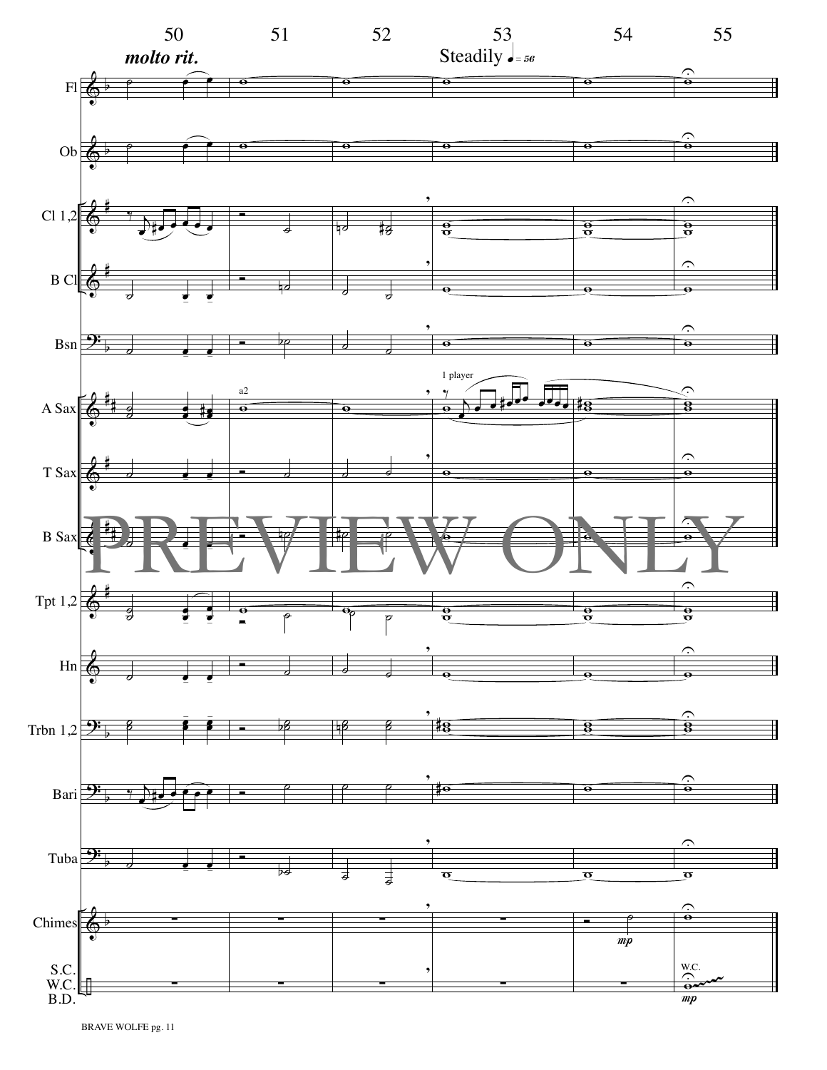50 51 52 53 54 55

*molto rit.*

Steadily ♩= 56

Fl

Ob

Cl 1,2

B Cl

Bsn

a2

1 player

A Sax

T Sax

B Sax

PREVIEW ONLY

Tpt 1,2

Hn

Trbn 1,2

Bari

Tuba

Chimes

*mp*

S.C.
W.C.
B.D.

W.C.

*mp*

BRAVE WOLFE pg. 11